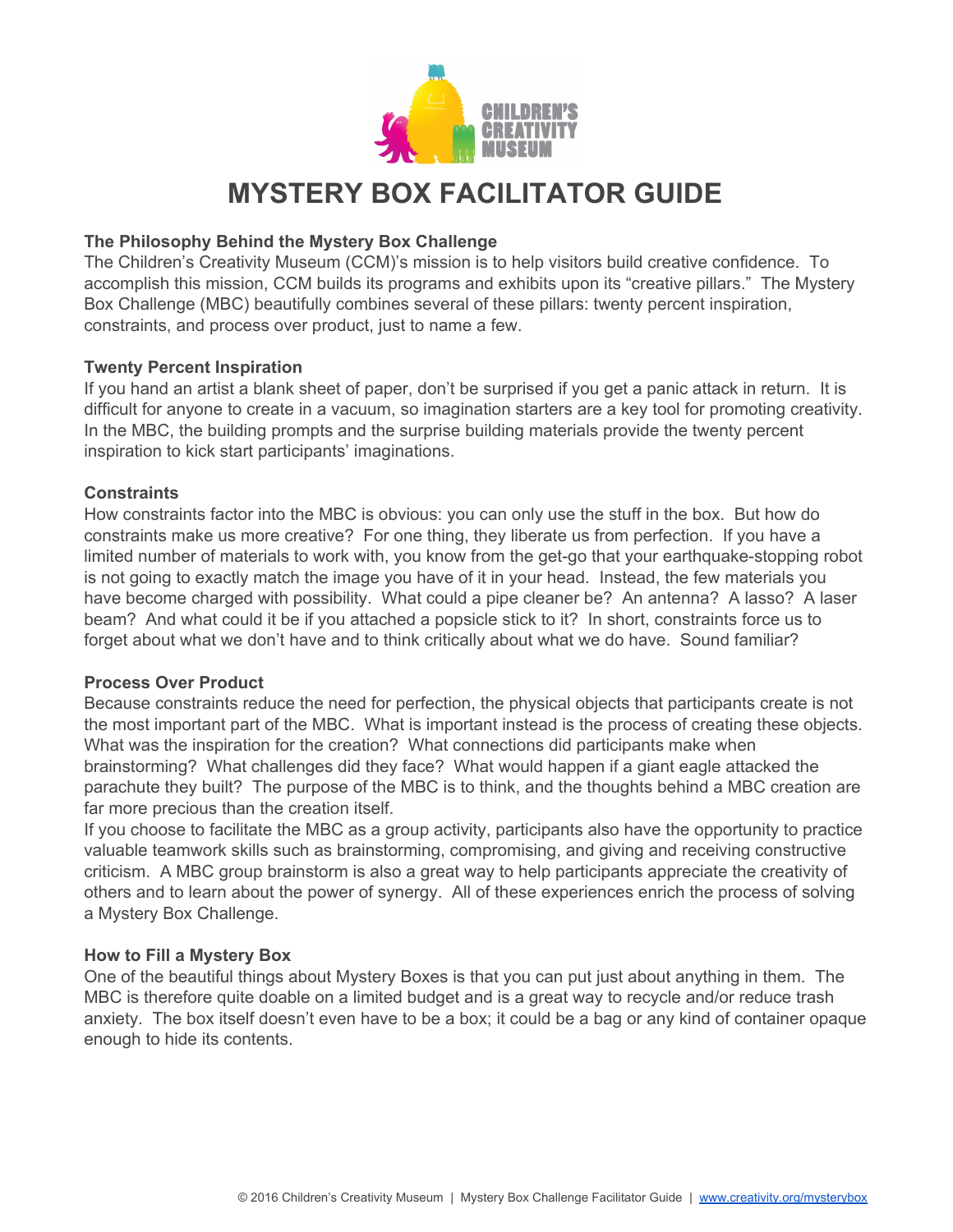# MYSTERY BOX FACILITATOR GUIDE

### The Philosophy Behind the Mystery Box Challenge

The Children's Creativity Museum (CCM)'s mission is to help visitors build creative confidence. To accomplish this mission, CCM builds its programs and exhibits upon its "creative pillars." The Mystery Box Challenge (MBC) beautifully combines several of these pillars: twenty percent inspiration, constraints, and process over product, just to name a few.

### Twenty Percent Inspiration

If you hand an artist a blank sheet of paper, don't be surprised if you get a panic attack in return. It is difficult for anyone to create in a vacuum, so imagination starters are a key tool for promoting creativity. In the MBC, the building prompts and the surprise building materials provide the twenty percent inspiration to kick start participants' imaginations.

### Constraints

How constraints factor into the MBC is obvious: you can only use the stuff in the box. But how do constraints make us more creative? For one thing, they liberate us from perfection. If you have a limited number of materials to work with, you know from the get-go that your earthquake-stopping robot is not going to exactly match the image you have of it in your head. Instead, the few materials you have become charged with possibility. What could a pipe cleaner be? An antenna? A lasso? A laser beam? And what could it be if you attached a popsicle stick to it? In short, constraints force us to forget about what we don't have and to think critically about what we do have. Sound familiar?

### Process Over Product

Because constraints reduce the need for perfection, the physical objects that participants create is not the most important part of the MBC. What is important instead is the process of creating these objects. What was the inspiration for the creation? What connections did participants make when brainstorming? What challenges did they face? What would happen if a giant eagle attacked the parachute they built? The purpose of the MBC is to think, and the thoughts behind a MBC creation are far more precious than the creation itself.

If you choose to facilitate the MBC as a group activity, participants also have the opportunity to practice valuable teamwork skills such as brainstorming, compromising, and giving and receiving constructive criticism. A MBC group brainstorm is also a great way to help participants appreciate the creativity of others and to learn about the power of synergy. All of these experiences enrich the process of solving a Mystery Box Challenge.

### How to Fill a Mystery Box

One of the beautiful things about Mystery Boxes is that you can put just about anything in them. The MBC is therefore quite doable on a limited budget and is a great way to recycle and/or reduce trash anxiety. The box itself doesn't even have to be a box; it could be a bag or any kind of container opaque enough to hide its contents.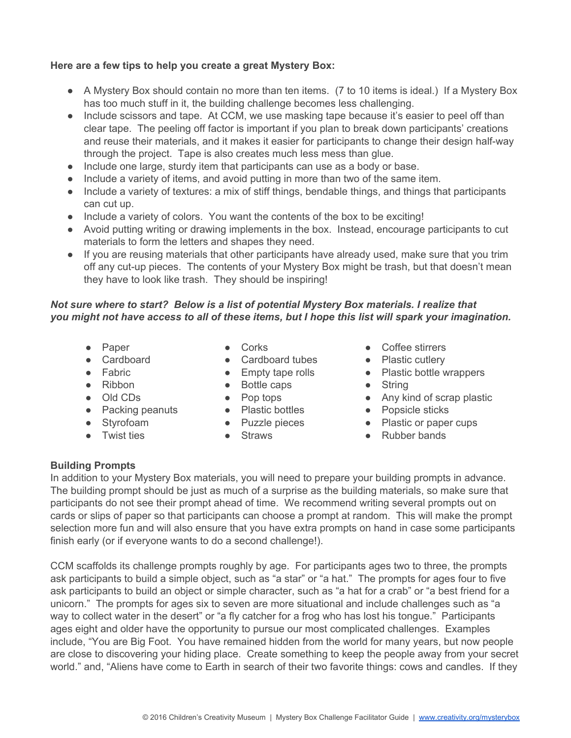**Here are a few tips to help you create a great Mystery Box:**

- A Mystery Box should contain no more than ten items. (7 to 10 items is ideal.) If a Mystery Box has too much stuff in it, the building challenge becomes less challenging.
- Include scissors and tape. At CCM, we use masking tape because it's easier to peel off than clear tape. The peeling off factor is important if you plan to break down participants' creations and reuse their materials, and it makes it easier for participants to change their design half-way through the project. Tape is also creates much less mess than glue.
- Include one large, sturdy item that participants can use as a body or base.
- Include a variety of items, and avoid putting in more than two of the same item.
- Include a variety of textures: a mix of stiff things, bendable things, and things that participants can cut up.
- Include a variety of colors. You want the contents of the box to be exciting!
- Avoid putting writing or drawing implements in the box. Instead, encourage participants to cut materials to form the letters and shapes they need.
- If you are reusing materials that other participants have already used, make sure that you trim off any cut-up pieces. The contents of your Mystery Box might be trash, but that doesn't mean they have to look like trash. They should be inspiring!

***Not sure where to start? Below is a list of potential Mystery Box materials. I realize that you might not have access to all of these items, but I hope this list will spark your imagination.***

- Paper
- Cardboard
- Fabric
- Ribbon
- Old CDs
- Packing peanuts
- Styrofoam
- Twist ties
- Corks
- Cardboard tubes
- Empty tape rolls
- Bottle caps
- Pop tops
- Plastic bottles
- Puzzle pieces
- Straws
- Coffee stirrers
- Plastic cutlery
- Plastic bottle wrappers
- String
- Any kind of scrap plastic
- Popsicle sticks
- Plastic or paper cups
- Rubber bands

**Building Prompts**

In addition to your Mystery Box materials, you will need to prepare your building prompts in advance. The building prompt should be just as much of a surprise as the building materials, so make sure that participants do not see their prompt ahead of time. We recommend writing several prompts out on cards or slips of paper so that participants can choose a prompt at random. This will make the prompt selection more fun and will also ensure that you have extra prompts on hand in case some participants finish early (or if everyone wants to do a second challenge!).

CCM scaffolds its challenge prompts roughly by age. For participants ages two to three, the prompts ask participants to build a simple object, such as "a star" or "a hat." The prompts for ages four to five ask participants to build an object or simple character, such as "a hat for a crab" or "a best friend for a unicorn." The prompts for ages six to seven are more situational and include challenges such as "a way to collect water in the desert" or "a fly catcher for a frog who has lost his tongue." Participants ages eight and older have the opportunity to pursue our most complicated challenges. Examples include, "You are Big Foot. You have remained hidden from the world for many years, but now people are close to discovering your hiding place. Create something to keep the people away from your secret world." and, "Aliens have come to Earth in search of their two favorite things: cows and candles. If they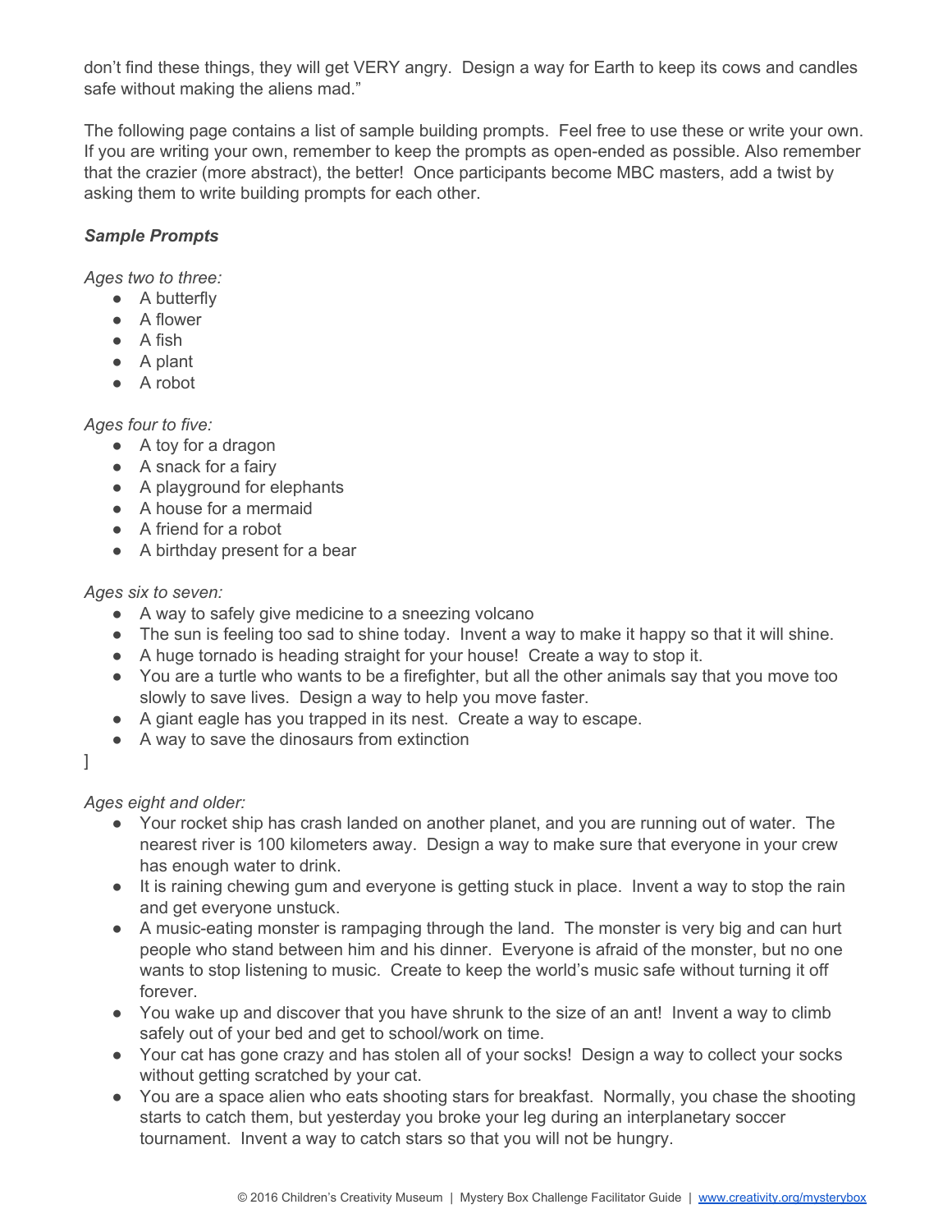don't find these things, they will get VERY angry. Design a way for Earth to keep its cows and candles safe without making the aliens mad."

The following page contains a list of sample building prompts. Feel free to use these or write your own. If you are writing your own, remember to keep the prompts as open-ended as possible. Also remember that the crazier (more abstract), the better! Once participants become MBC masters, add a twist by asking them to write building prompts for each other.

***Sample Prompts***

*Ages two to three:*

- A butterfly
- A flower
- A fish
- A plant
- A robot

*Ages four to five:*

- A toy for a dragon
- A snack for a fairy
- A playground for elephants
- A house for a mermaid
- A friend for a robot
- A birthday present for a bear

*Ages six to seven:*

- A way to safely give medicine to a sneezing volcano
- The sun is feeling too sad to shine today. Invent a way to make it happy so that it will shine.
- A huge tornado is heading straight for your house! Create a way to stop it.
- You are a turtle who wants to be a firefighter, but all the other animals say that you move too slowly to save lives. Design a way to help you move faster.
- A giant eagle has you trapped in its nest. Create a way to escape.
- A way to save the dinosaurs from extinction

]

*Ages eight and older:*

- Your rocket ship has crash landed on another planet, and you are running out of water. The nearest river is 100 kilometers away. Design a way to make sure that everyone in your crew has enough water to drink.
- It is raining chewing gum and everyone is getting stuck in place. Invent a way to stop the rain and get everyone unstuck.
- A music-eating monster is rampaging through the land. The monster is very big and can hurt people who stand between him and his dinner. Everyone is afraid of the monster, but no one wants to stop listening to music. Create to keep the world's music safe without turning it off forever.
- You wake up and discover that you have shrunk to the size of an ant! Invent a way to climb safely out of your bed and get to school/work on time.
- Your cat has gone crazy and has stolen all of your socks! Design a way to collect your socks without getting scratched by your cat.
- You are a space alien who eats shooting stars for breakfast. Normally, you chase the shooting starts to catch them, but yesterday you broke your leg during an interplanetary soccer tournament. Invent a way to catch stars so that you will not be hungry.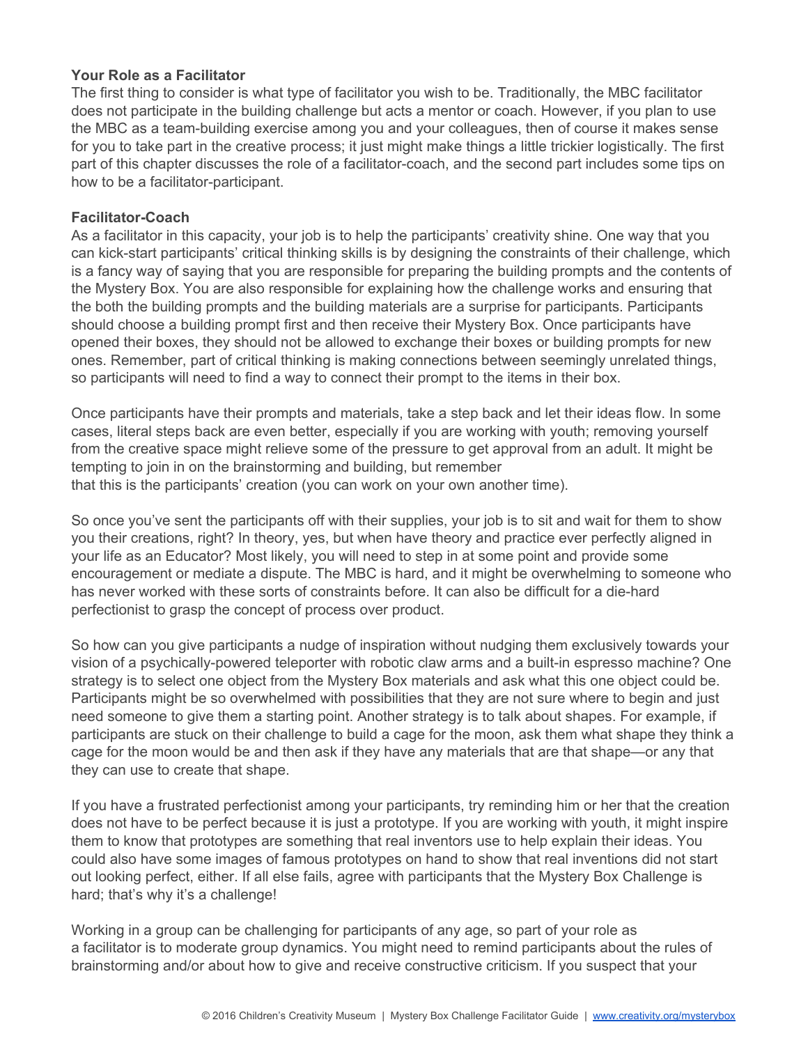### Your Role as a Facilitator

The first thing to consider is what type of facilitator you wish to be. Traditionally, the MBC facilitator does not participate in the building challenge but acts a mentor or coach. However, if you plan to use the MBC as a team-building exercise among you and your colleagues, then of course it makes sense for you to take part in the creative process; it just might make things a little trickier logistically. The first part of this chapter discusses the role of a facilitator-coach, and the second part includes some tips on how to be a facilitator-participant.

### Facilitator-Coach

As a facilitator in this capacity, your job is to help the participants' creativity shine. One way that you can kick-start participants' critical thinking skills is by designing the constraints of their challenge, which is a fancy way of saying that you are responsible for preparing the building prompts and the contents of the Mystery Box. You are also responsible for explaining how the challenge works and ensuring that the both the building prompts and the building materials are a surprise for participants. Participants should choose a building prompt first and then receive their Mystery Box. Once participants have opened their boxes, they should not be allowed to exchange their boxes or building prompts for new ones. Remember, part of critical thinking is making connections between seemingly unrelated things, so participants will need to find a way to connect their prompt to the items in their box.

Once participants have their prompts and materials, take a step back and let their ideas flow. In some cases, literal steps back are even better, especially if you are working with youth; removing yourself from the creative space might relieve some of the pressure to get approval from an adult. It might be tempting to join in on the brainstorming and building, but remember that this is the participants' creation (you can work on your own another time).

So once you've sent the participants off with their supplies, your job is to sit and wait for them to show you their creations, right? In theory, yes, but when have theory and practice ever perfectly aligned in your life as an Educator? Most likely, you will need to step in at some point and provide some encouragement or mediate a dispute. The MBC is hard, and it might be overwhelming to someone who has never worked with these sorts of constraints before. It can also be difficult for a die-hard perfectionist to grasp the concept of process over product.

So how can you give participants a nudge of inspiration without nudging them exclusively towards your vision of a psychically-powered teleporter with robotic claw arms and a built-in espresso machine? One strategy is to select one object from the Mystery Box materials and ask what this one object could be. Participants might be so overwhelmed with possibilities that they are not sure where to begin and just need someone to give them a starting point. Another strategy is to talk about shapes. For example, if participants are stuck on their challenge to build a cage for the moon, ask them what shape they think a cage for the moon would be and then ask if they have any materials that are that shape—or any that they can use to create that shape.

If you have a frustrated perfectionist among your participants, try reminding him or her that the creation does not have to be perfect because it is just a prototype. If you are working with youth, it might inspire them to know that prototypes are something that real inventors use to help explain their ideas. You could also have some images of famous prototypes on hand to show that real inventions did not start out looking perfect, either. If all else fails, agree with participants that the Mystery Box Challenge is hard; that's why it's a challenge!

Working in a group can be challenging for participants of any age, so part of your role as a facilitator is to moderate group dynamics. You might need to remind participants about the rules of brainstorming and/or about how to give and receive constructive criticism. If you suspect that your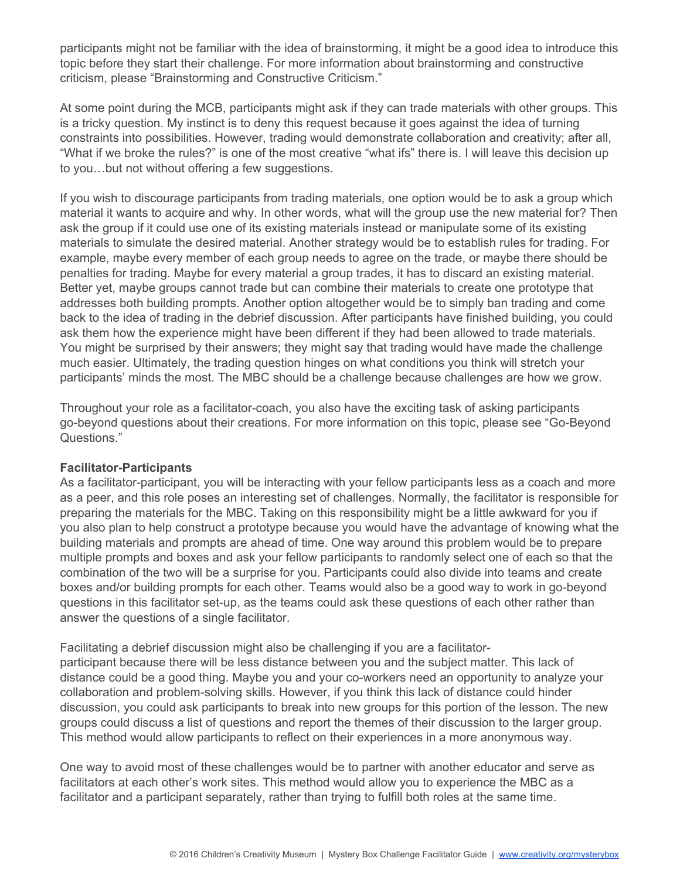participants might not be familiar with the idea of brainstorming, it might be a good idea to introduce this topic before they start their challenge. For more information about brainstorming and constructive criticism, please "Brainstorming and Constructive Criticism."

At some point during the MCB, participants might ask if they can trade materials with other groups. This is a tricky question. My instinct is to deny this request because it goes against the idea of turning constraints into possibilities. However, trading would demonstrate collaboration and creativity; after all, "What if we broke the rules?" is one of the most creative "what ifs" there is. I will leave this decision up to you…but not without offering a few suggestions.

If you wish to discourage participants from trading materials, one option would be to ask a group which material it wants to acquire and why. In other words, what will the group use the new material for? Then ask the group if it could use one of its existing materials instead or manipulate some of its existing materials to simulate the desired material. Another strategy would be to establish rules for trading. For example, maybe every member of each group needs to agree on the trade, or maybe there should be penalties for trading. Maybe for every material a group trades, it has to discard an existing material. Better yet, maybe groups cannot trade but can combine their materials to create one prototype that addresses both building prompts. Another option altogether would be to simply ban trading and come back to the idea of trading in the debrief discussion. After participants have finished building, you could ask them how the experience might have been different if they had been allowed to trade materials. You might be surprised by their answers; they might say that trading would have made the challenge much easier. Ultimately, the trading question hinges on what conditions you think will stretch your participants' minds the most. The MBC should be a challenge because challenges are how we grow.

Throughout your role as a facilitator-coach, you also have the exciting task of asking participants go-beyond questions about their creations. For more information on this topic, please see "Go-Beyond Questions."

**Facilitator-Participants**

As a facilitator-participant, you will be interacting with your fellow participants less as a coach and more as a peer, and this role poses an interesting set of challenges. Normally, the facilitator is responsible for preparing the materials for the MBC. Taking on this responsibility might be a little awkward for you if you also plan to help construct a prototype because you would have the advantage of knowing what the building materials and prompts are ahead of time. One way around this problem would be to prepare multiple prompts and boxes and ask your fellow participants to randomly select one of each so that the combination of the two will be a surprise for you. Participants could also divide into teams and create boxes and/or building prompts for each other. Teams would also be a good way to work in go-beyond questions in this facilitator set-up, as the teams could ask these questions of each other rather than answer the questions of a single facilitator.

Facilitating a debrief discussion might also be challenging if you are a facilitator-participant because there will be less distance between you and the subject matter. This lack of distance could be a good thing. Maybe you and your co-workers need an opportunity to analyze your collaboration and problem-solving skills. However, if you think this lack of distance could hinder discussion, you could ask participants to break into new groups for this portion of the lesson. The new groups could discuss a list of questions and report the themes of their discussion to the larger group. This method would allow participants to reflect on their experiences in a more anonymous way.

One way to avoid most of these challenges would be to partner with another educator and serve as facilitators at each other's work sites. This method would allow you to experience the MBC as a facilitator and a participant separately, rather than trying to fulfill both roles at the same time.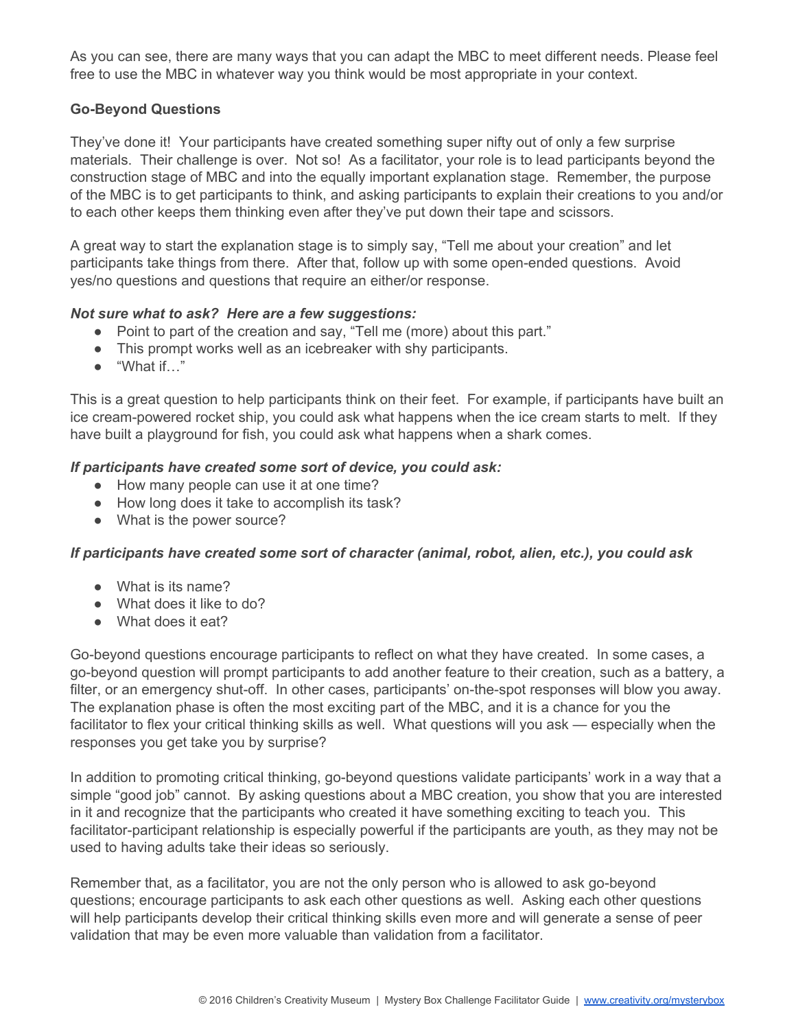As you can see, there are many ways that you can adapt the MBC to meet different needs. Please feel free to use the MBC in whatever way you think would be most appropriate in your context.

**Go-Beyond Questions**

They've done it! Your participants have created something super nifty out of only a few surprise materials. Their challenge is over. Not so! As a facilitator, your role is to lead participants beyond the construction stage of MBC and into the equally important explanation stage. Remember, the purpose of the MBC is to get participants to think, and asking participants to explain their creations to you and/or to each other keeps them thinking even after they've put down their tape and scissors.

A great way to start the explanation stage is to simply say, "Tell me about your creation" and let participants take things from there. After that, follow up with some open-ended questions. Avoid yes/no questions and questions that require an either/or response.

***Not sure what to ask? Here are a few suggestions:***

- Point to part of the creation and say, "Tell me (more) about this part."
- This prompt works well as an icebreaker with shy participants.
- "What if…"

This is a great question to help participants think on their feet. For example, if participants have built an ice cream-powered rocket ship, you could ask what happens when the ice cream starts to melt. If they have built a playground for fish, you could ask what happens when a shark comes.

***If participants have created some sort of device, you could ask:***

- How many people can use it at one time?
- How long does it take to accomplish its task?
- What is the power source?

***If participants have created some sort of character (animal, robot, alien, etc.), you could ask***

- What is its name?
- What does it like to do?
- What does it eat?

Go-beyond questions encourage participants to reflect on what they have created. In some cases, a go-beyond question will prompt participants to add another feature to their creation, such as a battery, a filter, or an emergency shut-off. In other cases, participants' on-the-spot responses will blow you away. The explanation phase is often the most exciting part of the MBC, and it is a chance for you the facilitator to flex your critical thinking skills as well. What questions will you ask — especially when the responses you get take you by surprise?

In addition to promoting critical thinking, go-beyond questions validate participants' work in a way that a simple "good job" cannot. By asking questions about a MBC creation, you show that you are interested in it and recognize that the participants who created it have something exciting to teach you. This facilitator-participant relationship is especially powerful if the participants are youth, as they may not be used to having adults take their ideas so seriously.

Remember that, as a facilitator, you are not the only person who is allowed to ask go-beyond questions; encourage participants to ask each other questions as well. Asking each other questions will help participants develop their critical thinking skills even more and will generate a sense of peer validation that may be even more valuable than validation from a facilitator.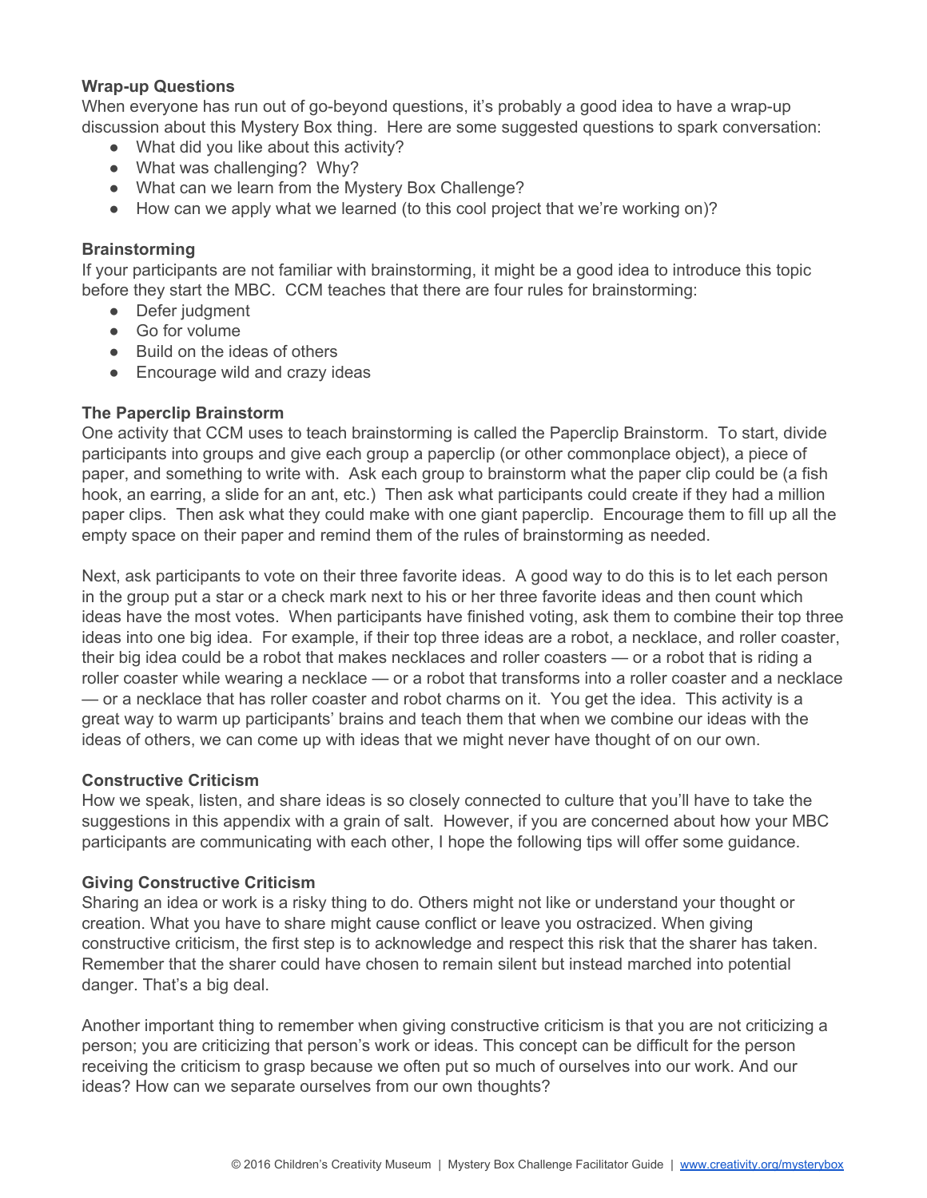**Wrap-up Questions**

When everyone has run out of go-beyond questions, it's probably a good idea to have a wrap-up discussion about this Mystery Box thing. Here are some suggested questions to spark conversation:

- What did you like about this activity?
- What was challenging? Why?
- What can we learn from the Mystery Box Challenge?
- How can we apply what we learned (to this cool project that we're working on)?

**Brainstorming**

If your participants are not familiar with brainstorming, it might be a good idea to introduce this topic before they start the MBC. CCM teaches that there are four rules for brainstorming:

- Defer judgment
- Go for volume
- Build on the ideas of others
- Encourage wild and crazy ideas

**The Paperclip Brainstorm**

One activity that CCM uses to teach brainstorming is called the Paperclip Brainstorm. To start, divide participants into groups and give each group a paperclip (or other commonplace object), a piece of paper, and something to write with. Ask each group to brainstorm what the paper clip could be (a fish hook, an earring, a slide for an ant, etc.) Then ask what participants could create if they had a million paper clips. Then ask what they could make with one giant paperclip. Encourage them to fill up all the empty space on their paper and remind them of the rules of brainstorming as needed.

Next, ask participants to vote on their three favorite ideas. A good way to do this is to let each person in the group put a star or a check mark next to his or her three favorite ideas and then count which ideas have the most votes. When participants have finished voting, ask them to combine their top three ideas into one big idea. For example, if their top three ideas are a robot, a necklace, and roller coaster, their big idea could be a robot that makes necklaces and roller coasters — or a robot that is riding a roller coaster while wearing a necklace — or a robot that transforms into a roller coaster and a necklace — or a necklace that has roller coaster and robot charms on it. You get the idea. This activity is a great way to warm up participants' brains and teach them that when we combine our ideas with the ideas of others, we can come up with ideas that we might never have thought of on our own.

**Constructive Criticism**

How we speak, listen, and share ideas is so closely connected to culture that you'll have to take the suggestions in this appendix with a grain of salt. However, if you are concerned about how your MBC participants are communicating with each other, I hope the following tips will offer some guidance.

**Giving Constructive Criticism**

Sharing an idea or work is a risky thing to do. Others might not like or understand your thought or creation. What you have to share might cause conflict or leave you ostracized. When giving constructive criticism, the first step is to acknowledge and respect this risk that the sharer has taken. Remember that the sharer could have chosen to remain silent but instead marched into potential danger. That's a big deal.

Another important thing to remember when giving constructive criticism is that you are not criticizing a person; you are criticizing that person's work or ideas. This concept can be difficult for the person receiving the criticism to grasp because we often put so much of ourselves into our work. And our ideas? How can we separate ourselves from our own thoughts?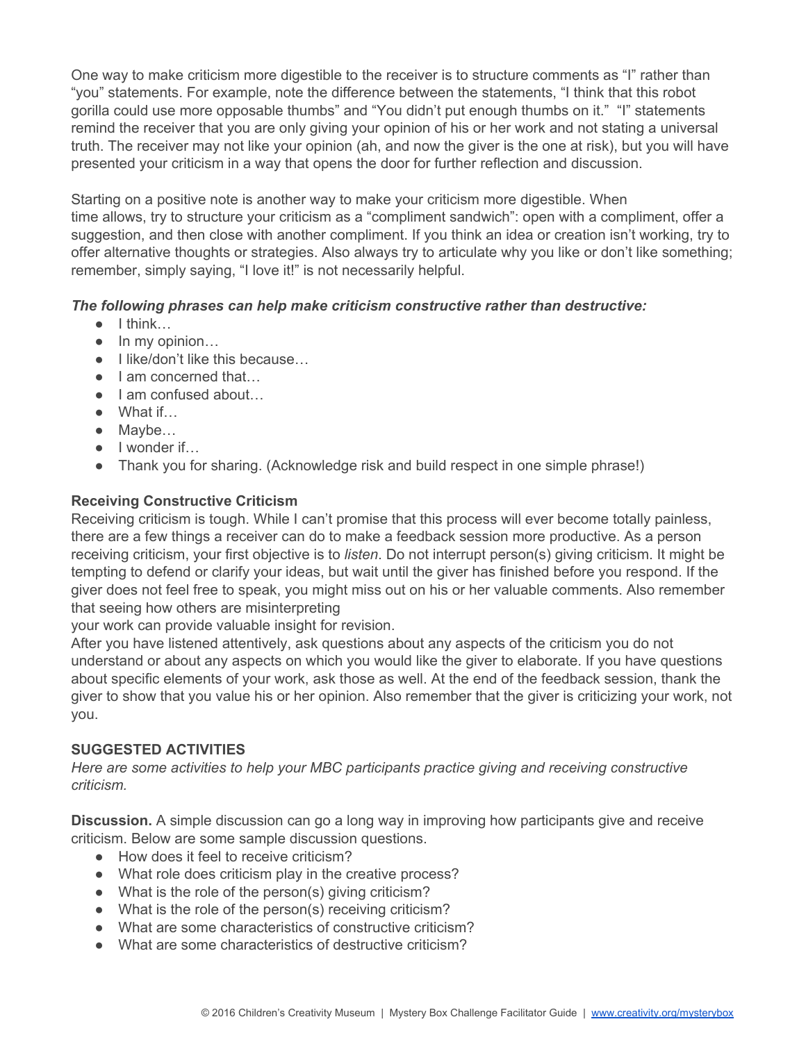One way to make criticism more digestible to the receiver is to structure comments as "I" rather than "you" statements. For example, note the difference between the statements, "I think that this robot gorilla could use more opposable thumbs" and "You didn't put enough thumbs on it." "I" statements remind the receiver that you are only giving your opinion of his or her work and not stating a universal truth. The receiver may not like your opinion (ah, and now the giver is the one at risk), but you will have presented your criticism in a way that opens the door for further reflection and discussion.

Starting on a positive note is another way to make your criticism more digestible. When time allows, try to structure your criticism as a "compliment sandwich": open with a compliment, offer a suggestion, and then close with another compliment. If you think an idea or creation isn't working, try to offer alternative thoughts or strategies. Also always try to articulate why you like or don't like something; remember, simply saying, "I love it!" is not necessarily helpful.

***The following phrases can help make criticism constructive rather than destructive:***

- I think…
- In my opinion…
- I like/don't like this because…
- I am concerned that…
- I am confused about…
- What if…
- Maybe…
- I wonder if…
- Thank you for sharing. (Acknowledge risk and build respect in one simple phrase!)

**Receiving Constructive Criticism**

Receiving criticism is tough. While I can't promise that this process will ever become totally painless, there are a few things a receiver can do to make a feedback session more productive. As a person receiving criticism, your first objective is to *listen*. Do not interrupt person(s) giving criticism. It might be tempting to defend or clarify your ideas, but wait until the giver has finished before you respond. If the giver does not feel free to speak, you might miss out on his or her valuable comments. Also remember that seeing how others are misinterpreting your work can provide valuable insight for revision.

After you have listened attentively, ask questions about any aspects of the criticism you do not understand or about any aspects on which you would like the giver to elaborate. If you have questions about specific elements of your work, ask those as well. At the end of the feedback session, thank the giver to show that you value his or her opinion. Also remember that the giver is criticizing your work, not you.

**SUGGESTED ACTIVITIES**

*Here are some activities to help your MBC participants practice giving and receiving constructive criticism.*

**Discussion.** A simple discussion can go a long way in improving how participants give and receive criticism. Below are some sample discussion questions.

- How does it feel to receive criticism?
- What role does criticism play in the creative process?
- What is the role of the person(s) giving criticism?
- What is the role of the person(s) receiving criticism?
- What are some characteristics of constructive criticism?
- What are some characteristics of destructive criticism?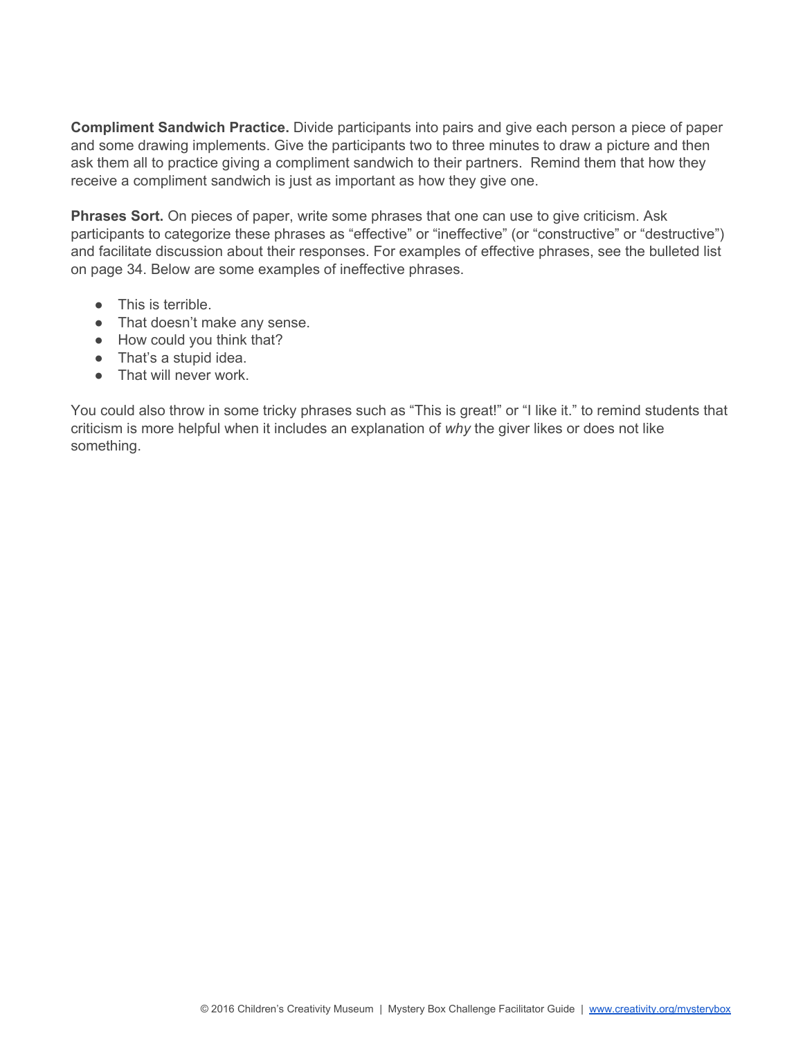**Compliment Sandwich Practice.** Divide participants into pairs and give each person a piece of paper and some drawing implements. Give the participants two to three minutes to draw a picture and then ask them all to practice giving a compliment sandwich to their partners. Remind them that how they receive a compliment sandwich is just as important as how they give one.

**Phrases Sort.** On pieces of paper, write some phrases that one can use to give criticism. Ask participants to categorize these phrases as "effective" or "ineffective" (or "constructive" or "destructive") and facilitate discussion about their responses. For examples of effective phrases, see the bulleted list on page 34. Below are some examples of ineffective phrases.

- This is terrible.
- That doesn't make any sense.
- How could you think that?
- That's a stupid idea.
- That will never work.

You could also throw in some tricky phrases such as "This is great!" or "I like it." to remind students that criticism is more helpful when it includes an explanation of *why* the giver likes or does not like something.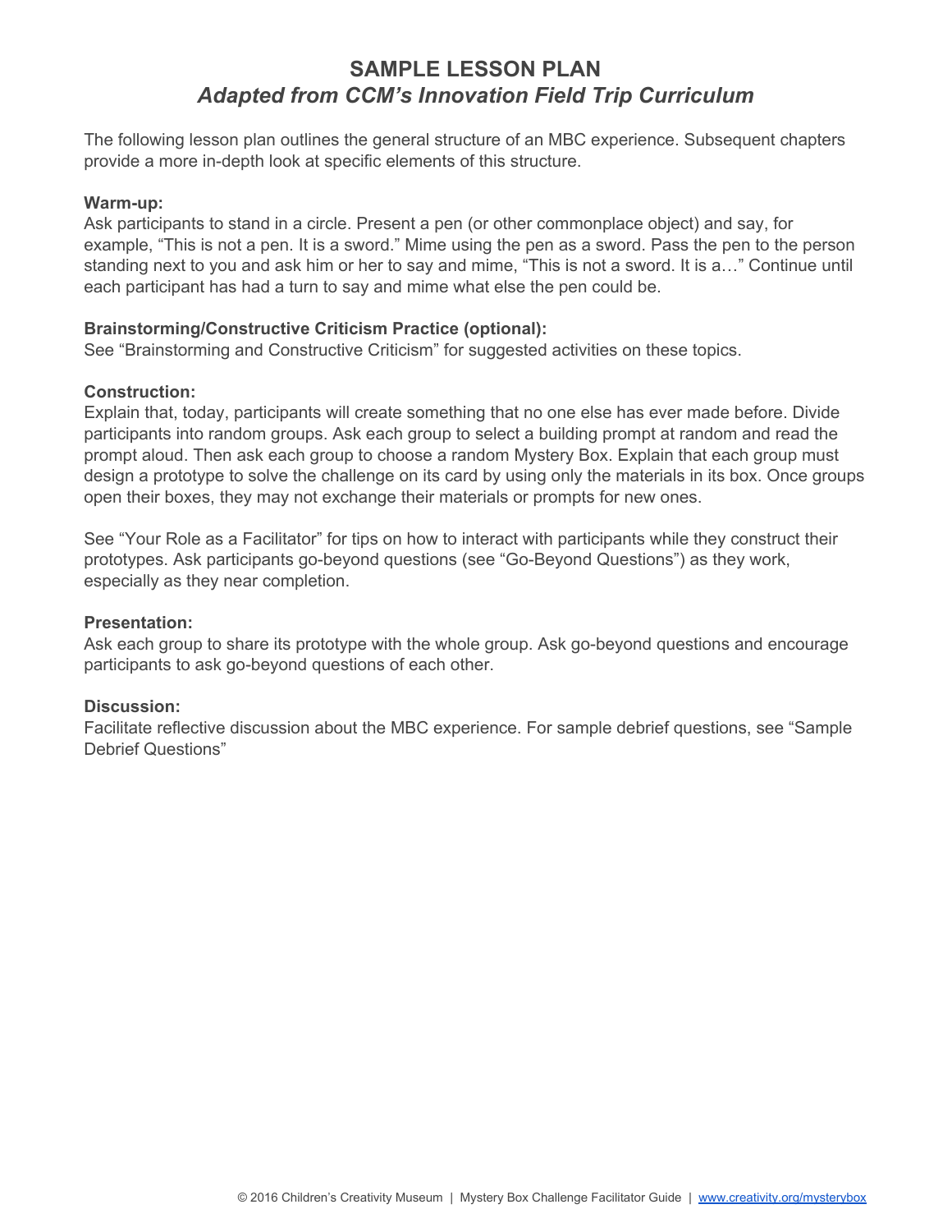# SAMPLE LESSON PLAN

## *Adapted from CCM's Innovation Field Trip Curriculum*

The following lesson plan outlines the general structure of an MBC experience. Subsequent chapters provide a more in-depth look at specific elements of this structure.

**Warm-up:**
Ask participants to stand in a circle. Present a pen (or other commonplace object) and say, for example, "This is not a pen. It is a sword." Mime using the pen as a sword. Pass the pen to the person standing next to you and ask him or her to say and mime, "This is not a sword. It is a…" Continue until each participant has had a turn to say and mime what else the pen could be.

**Brainstorming/Constructive Criticism Practice (optional):**
See "Brainstorming and Constructive Criticism" for suggested activities on these topics.

**Construction:**
Explain that, today, participants will create something that no one else has ever made before. Divide participants into random groups. Ask each group to select a building prompt at random and read the prompt aloud. Then ask each group to choose a random Mystery Box. Explain that each group must design a prototype to solve the challenge on its card by using only the materials in its box. Once groups open their boxes, they may not exchange their materials or prompts for new ones.

See "Your Role as a Facilitator" for tips on how to interact with participants while they construct their prototypes. Ask participants go-beyond questions (see "Go-Beyond Questions") as they work, especially as they near completion.

**Presentation:**
Ask each group to share its prototype with the whole group. Ask go-beyond questions and encourage participants to ask go-beyond questions of each other.

**Discussion:**
Facilitate reflective discussion about the MBC experience. For sample debrief questions, see "Sample Debrief Questions"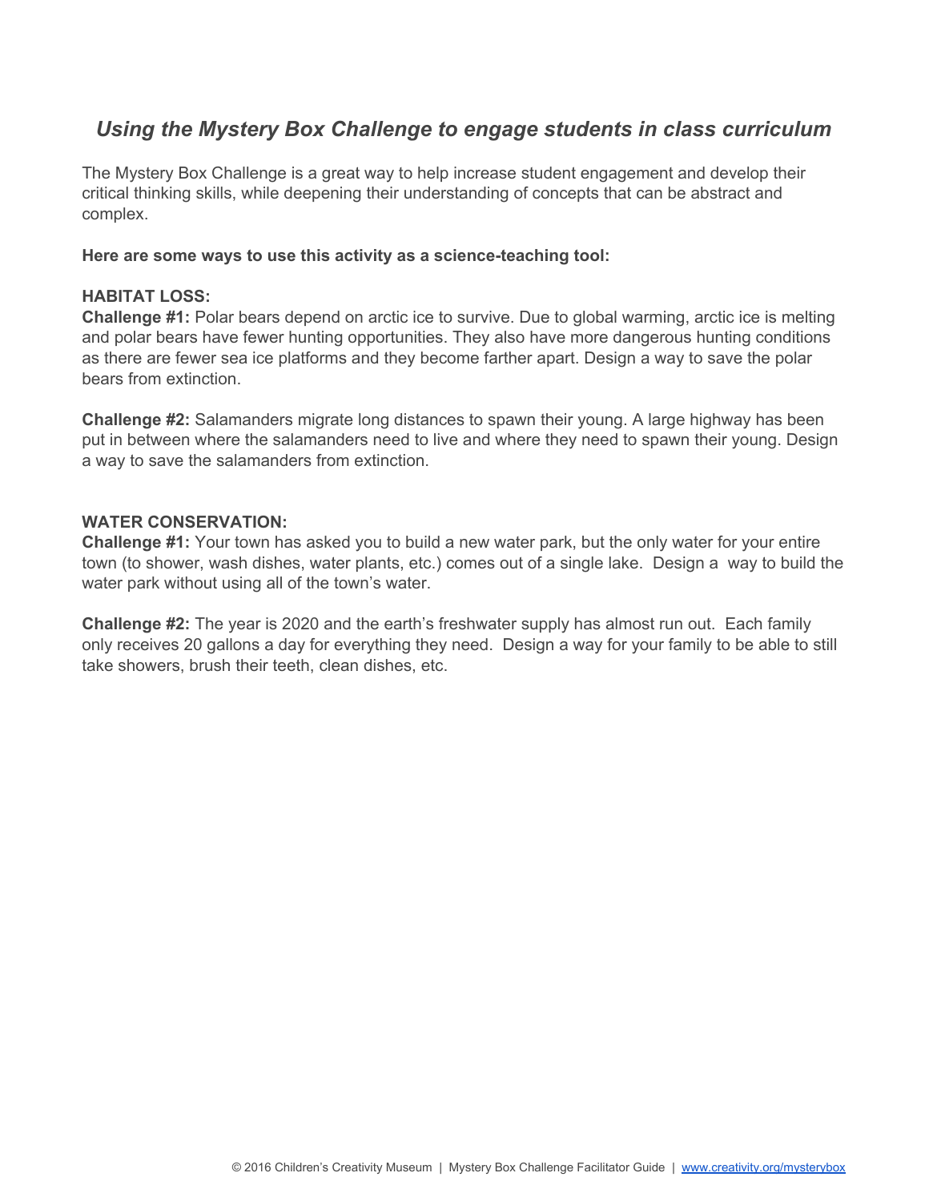## *Using the Mystery Box Challenge to engage students in class curriculum*

The Mystery Box Challenge is a great way to help increase student engagement and develop their critical thinking skills, while deepening their understanding of concepts that can be abstract and complex.

**Here are some ways to use this activity as a science-teaching tool:**

**HABITAT LOSS:**
**Challenge #1:** Polar bears depend on arctic ice to survive. Due to global warming, arctic ice is melting and polar bears have fewer hunting opportunities. They also have more dangerous hunting conditions as there are fewer sea ice platforms and they become farther apart. Design a way to save the polar bears from extinction.

**Challenge #2:** Salamanders migrate long distances to spawn their young. A large highway has been put in between where the salamanders need to live and where they need to spawn their young. Design a way to save the salamanders from extinction.

**WATER CONSERVATION:**
**Challenge #1:** Your town has asked you to build a new water park, but the only water for your entire town (to shower, wash dishes, water plants, etc.) comes out of a single lake. Design a way to build the water park without using all of the town's water.

**Challenge #2:** The year is 2020 and the earth's freshwater supply has almost run out. Each family only receives 20 gallons a day for everything they need. Design a way for your family to be able to still take showers, brush their teeth, clean dishes, etc.